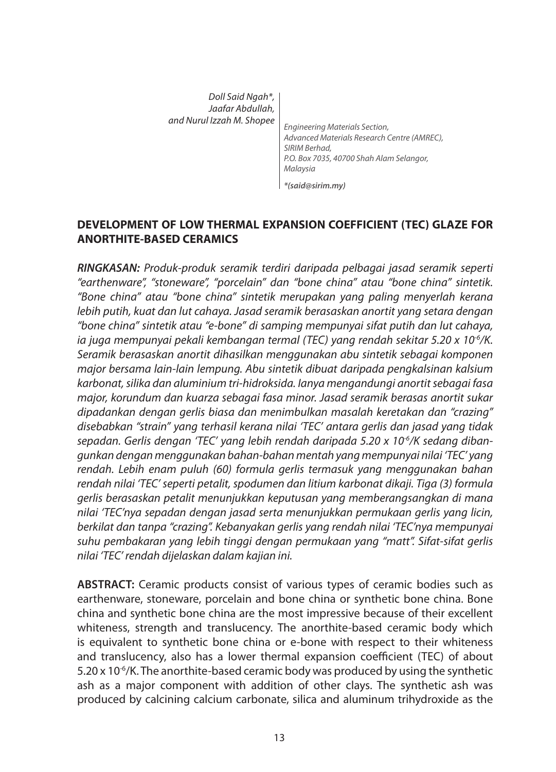*Doll Said Ngah\*, Jaafar Abdullah, and Nurul Izzah M. Shopee*

*Engineering Materials Section, Advanced Materials Research Centre (AMREC), SIRIM Berhad, P.O. Box 7035, 40700 Shah Alam Selangor, Malaysia*

***(said@sirim.my)**

## DEVELOPMENT OF LOW THERMAL EXPANSION COEFFICIENT (TEC) GLAZE FOR ANORTHITE-BASED CERAMICS

***RINGKASAN:*** *Produk-produk seramik terdiri daripada pelbagai jasad seramik seperti "earthenware", "stoneware", "porcelain" dan "bone china" atau "bone china" sintetik. "Bone china" atau "bone china" sintetik merupakan yang paling menyerlah kerana lebih putih, kuat dan lut cahaya. Jasad seramik berasaskan anortit yang setara dengan "bone china" sintetik atau "e-bone" di samping mempunyai sifat putih dan lut cahaya, ia juga mempunyai pekali kembangan termal (TEC) yang rendah sekitar 5.20 x $10^{-6}$/K. Seramik berasaskan anortit dihasilkan menggunakan abu sintetik sebagai komponen major bersama lain-lain lempung. Abu sintetik dibuat daripada pengkalsinan kalsium karbonat, silika dan aluminium tri-hidroksida. Ianya mengandungi anortit sebagai fasa major, korundum dan kuarza sebagai fasa minor. Jasad seramik berasas anortit sukar dipadankan dengan gerlis biasa dan menimbulkan masalah keretakan dan "crazing" disebabkan "strain" yang terhasil kerana nilai 'TEC' antara gerlis dan jasad yang tidak sepadan. Gerlis dengan 'TEC' yang lebih rendah daripada 5.20 x $10^{-6}$/K sedang dibangunkan dengan menggunakan bahan-bahan mentah yang mempunyai nilai 'TEC' yang rendah. Lebih enam puluh (60) formula gerlis termasuk yang menggunakan bahan rendah nilai 'TEC' seperti petalit, spodumen dan litium karbonat dikaji. Tiga (3) formula gerlis berasaskan petalit menunjukkan keputusan yang memberangsangkan di mana nilai 'TEC'nya sepadan dengan jasad serta menunjukkan permukaan gerlis yang licin, berkilat dan tanpa "crazing". Kebanyakan gerlis yang rendah nilai 'TEC'nya mempunyai suhu pembakaran yang lebih tinggi dengan permukaan yang "matt". Sifat-sifat gerlis nilai 'TEC' rendah dijelaskan dalam kajian ini.*

**ABSTRACT:** Ceramic products consist of various types of ceramic bodies such as earthenware, stoneware, porcelain and bone china or synthetic bone china. Bone china and synthetic bone china are the most impressive because of their excellent whiteness, strength and translucency. The anorthite-based ceramic body which is equivalent to synthetic bone china or e-bone with respect to their whiteness and translucency, also has a lower thermal expansion coefficient (TEC) of about 5.20 x $10^{-6}$/K. The anorthite-based ceramic body was produced by using the synthetic ash as a major component with addition of other clays. The synthetic ash was produced by calcining calcium carbonate, silica and aluminum trihydroxide as the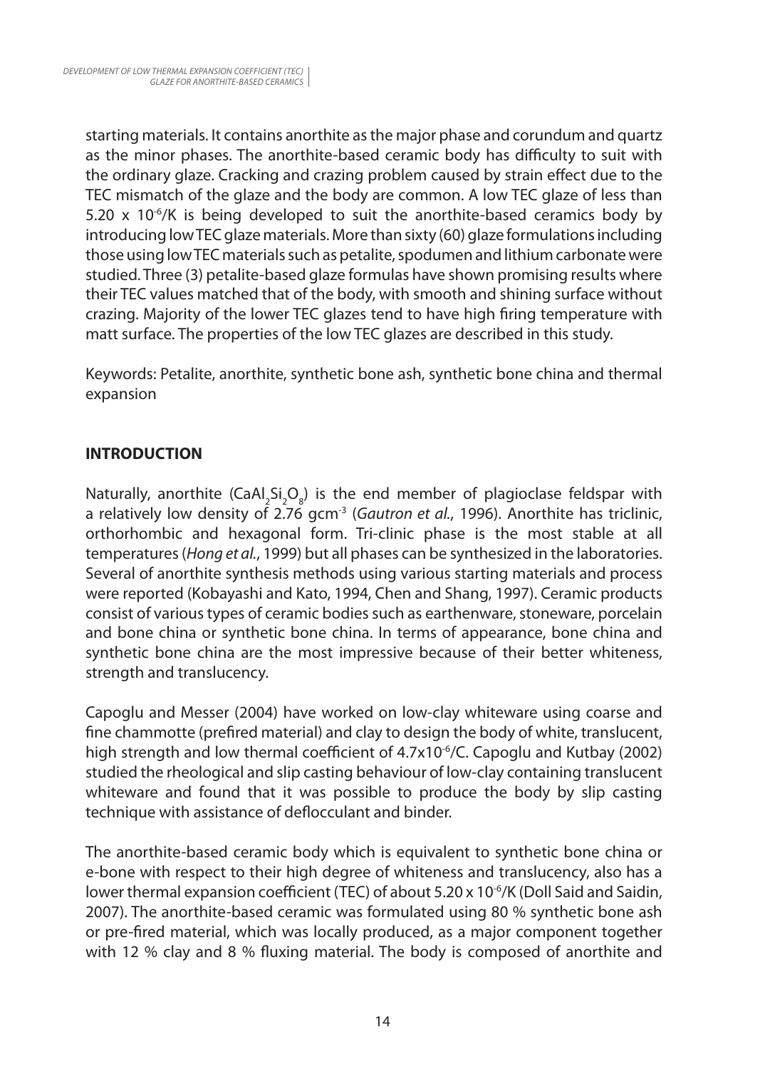starting materials. It contains anorthite as the major phase and corundum and quartz as the minor phases. The anorthite-based ceramic body has difficulty to suit with the ordinary glaze. Cracking and crazing problem caused by strain effect due to the TEC mismatch of the glaze and the body are common. A low TEC glaze of less than $5.20 \times 10^{-6}$/K is being developed to suit the anorthite-based ceramics body by introducing low TEC glaze materials. More than sixty (60) glaze formulations including those using low TEC materials such as petalite, spodumen and lithium carbonate were studied. Three (3) petalite-based glaze formulas have shown promising results where their TEC values matched that of the body, with smooth and shining surface without crazing. Majority of the lower TEC glazes tend to have high firing temperature with matt surface. The properties of the low TEC glazes are described in this study.

Keywords: Petalite, anorthite, synthetic bone ash, synthetic bone china and thermal expansion

## INTRODUCTION

Naturally, anorthite ($CaAl_2Si_2O_8$) is the end member of plagioclase feldspar with a relatively low density of 2.76 $gcm^{-3}$ (*Gautron et al.*, 1996). Anorthite has triclinic, orthorhombic and hexagonal form. Tri-clinic phase is the most stable at all temperatures (*Hong et al.*, 1999) but all phases can be synthesized in the laboratories. Several of anorthite synthesis methods using various starting materials and process were reported (Kobayashi and Kato, 1994, Chen and Shang, 1997). Ceramic products consist of various types of ceramic bodies such as earthenware, stoneware, porcelain and bone china or synthetic bone china. In terms of appearance, bone china and synthetic bone china are the most impressive because of their better whiteness, strength and translucency.

Capoglu and Messer (2004) have worked on low-clay whiteware using coarse and fine chammotte (prefired material) and clay to design the body of white, translucent, high strength and low thermal coefficient of $4.7 \times 10^{-6}$/C. Capoglu and Kutbay (2002) studied the rheological and slip casting behaviour of low-clay containing translucent whiteware and found that it was possible to produce the body by slip casting technique with assistance of deflocculant and binder.

The anorthite-based ceramic body which is equivalent to synthetic bone china or e-bone with respect to their high degree of whiteness and translucency, also has a lower thermal expansion coefficient (TEC) of about $5.20 \times 10^{-6}$/K (Doll Said and Saidin, 2007). The anorthite-based ceramic was formulated using 80 % synthetic bone ash or pre-fired material, which was locally produced, as a major component together with 12 % clay and 8 % fluxing material. The body is composed of anorthite and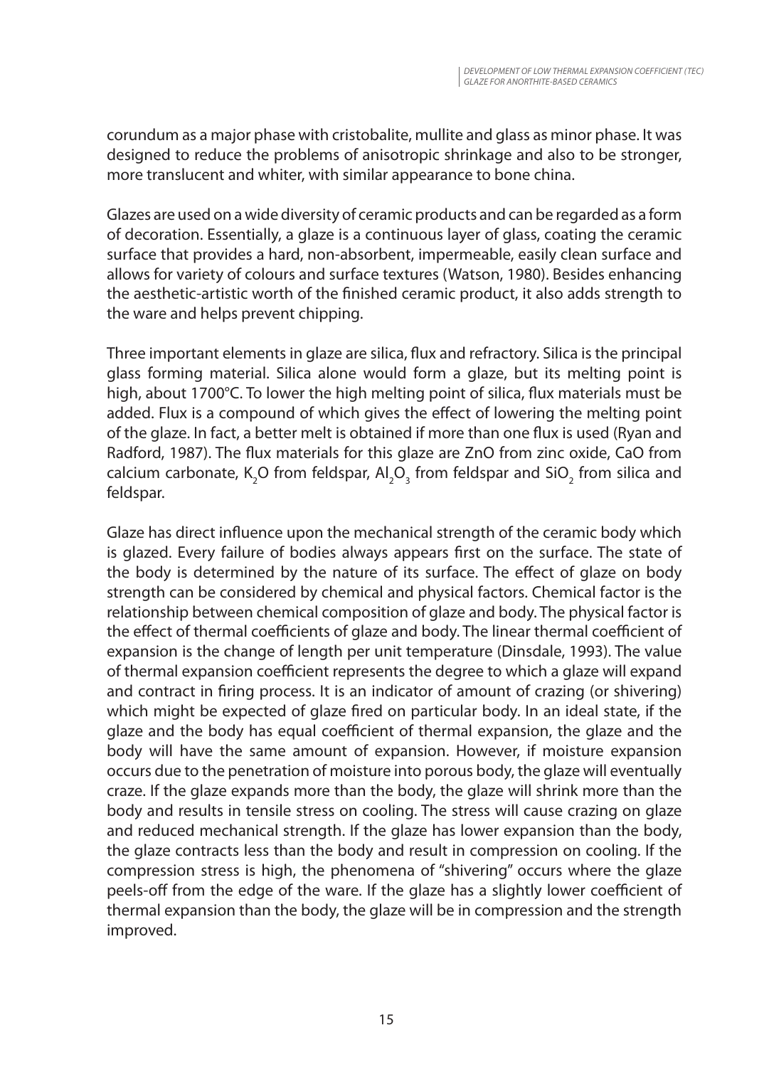corundum as a major phase with cristobalite, mullite and glass as minor phase. It was designed to reduce the problems of anisotropic shrinkage and also to be stronger, more translucent and whiter, with similar appearance to bone china.

Glazes are used on a wide diversity of ceramic products and can be regarded as a form of decoration. Essentially, a glaze is a continuous layer of glass, coating the ceramic surface that provides a hard, non-absorbent, impermeable, easily clean surface and allows for variety of colours and surface textures (Watson, 1980). Besides enhancing the aesthetic-artistic worth of the finished ceramic product, it also adds strength to the ware and helps prevent chipping.

Three important elements in glaze are silica, flux and refractory. Silica is the principal glass forming material. Silica alone would form a glaze, but its melting point is high, about 1700°C. To lower the high melting point of silica, flux materials must be added. Flux is a compound of which gives the effect of lowering the melting point of the glaze. In fact, a better melt is obtained if more than one flux is used (Ryan and Radford, 1987). The flux materials for this glaze are ZnO from zinc oxide, CaO from calcium carbonate, $K_2O$ from feldspar, $Al_2O_3$ from feldspar and $SiO_2$ from silica and feldspar.

Glaze has direct influence upon the mechanical strength of the ceramic body which is glazed. Every failure of bodies always appears first on the surface. The state of the body is determined by the nature of its surface. The effect of glaze on body strength can be considered by chemical and physical factors. Chemical factor is the relationship between chemical composition of glaze and body. The physical factor is the effect of thermal coefficients of glaze and body. The linear thermal coefficient of expansion is the change of length per unit temperature (Dinsdale, 1993). The value of thermal expansion coefficient represents the degree to which a glaze will expand and contract in firing process. It is an indicator of amount of crazing (or shivering) which might be expected of glaze fired on particular body. In an ideal state, if the glaze and the body has equal coefficient of thermal expansion, the glaze and the body will have the same amount of expansion. However, if moisture expansion occurs due to the penetration of moisture into porous body, the glaze will eventually craze. If the glaze expands more than the body, the glaze will shrink more than the body and results in tensile stress on cooling. The stress will cause crazing on glaze and reduced mechanical strength. If the glaze has lower expansion than the body, the glaze contracts less than the body and result in compression on cooling. If the compression stress is high, the phenomena of "shivering" occurs where the glaze peels-off from the edge of the ware. If the glaze has a slightly lower coefficient of thermal expansion than the body, the glaze will be in compression and the strength improved.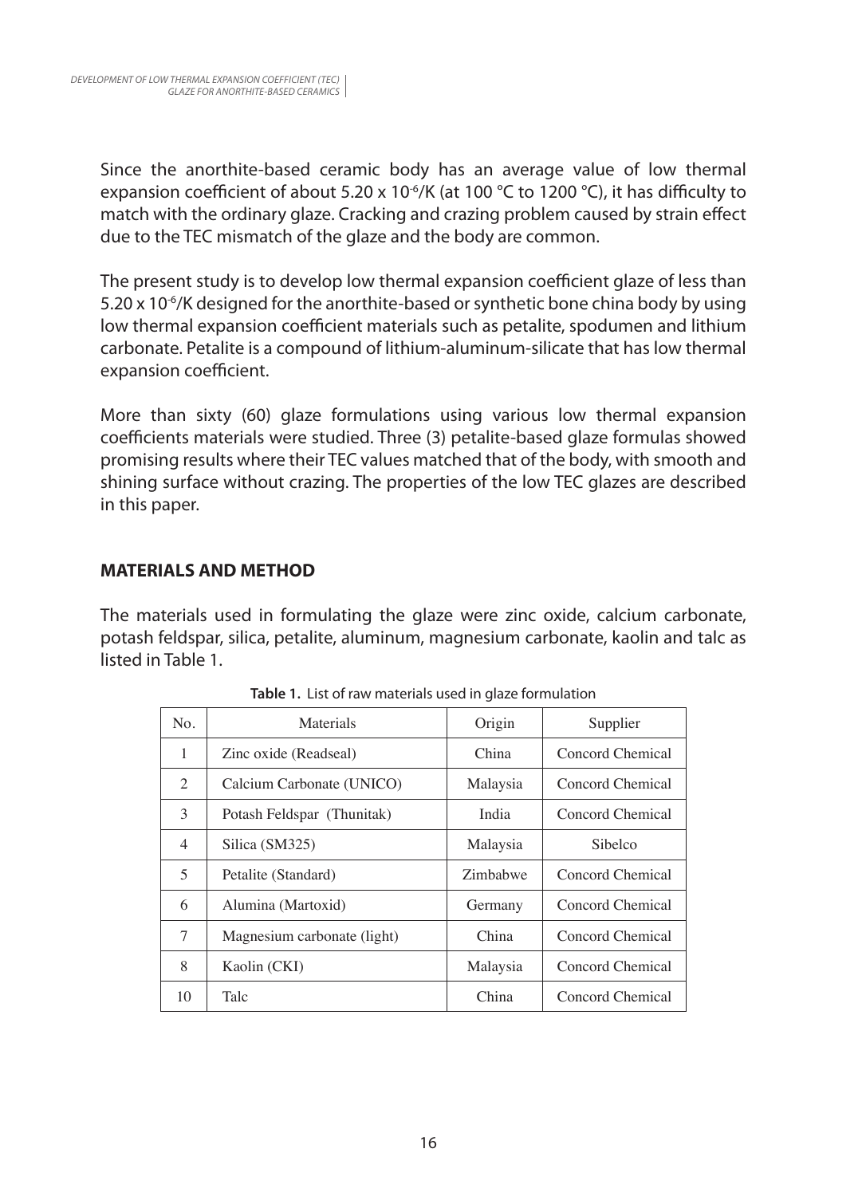Since the anorthite-based ceramic body has an average value of low thermal expansion coefficient of about 5.20 x $10^{-6}$/K (at 100 °C to 1200 °C), it has difficulty to match with the ordinary glaze. Cracking and crazing problem caused by strain effect due to the TEC mismatch of the glaze and the body are common.

The present study is to develop low thermal expansion coefficient glaze of less than 5.20 x $10^{-6}$/K designed for the anorthite-based or synthetic bone china body by using low thermal expansion coefficient materials such as petalite, spodumen and lithium carbonate. Petalite is a compound of lithium-aluminum-silicate that has low thermal expansion coefficient.

More than sixty (60) glaze formulations using various low thermal expansion coefficients materials were studied. Three (3) petalite-based glaze formulas showed promising results where their TEC values matched that of the body, with smooth and shining surface without crazing. The properties of the low TEC glazes are described in this paper.

## MATERIALS AND METHOD

The materials used in formulating the glaze were zinc oxide, calcium carbonate, potash feldspar, silica, petalite, aluminum, magnesium carbonate, kaolin and talc as listed in Table 1.

**Table 1.** List of raw materials used in glaze formulation

| No. | Materials | Origin | Supplier |
|---|---|---|---|
| 1 | Zinc oxide (Readseal) | China | Concord Chemical |
| 2 | Calcium Carbonate (UNICO) | Malaysia | Concord Chemical |
| 3 | Potash Feldspar (Thunitak) | India | Concord Chemical |
| 4 | Silica (SM325) | Malaysia | Sibelco |
| 5 | Petalite (Standard) | Zimbabwe | Concord Chemical |
| 6 | Alumina (Martoxid) | Germany | Concord Chemical |
| 7 | Magnesium carbonate (light) | China | Concord Chemical |
| 8 | Kaolin (CKI) | Malaysia | Concord Chemical |
| 10 | Talc | China | Concord Chemical |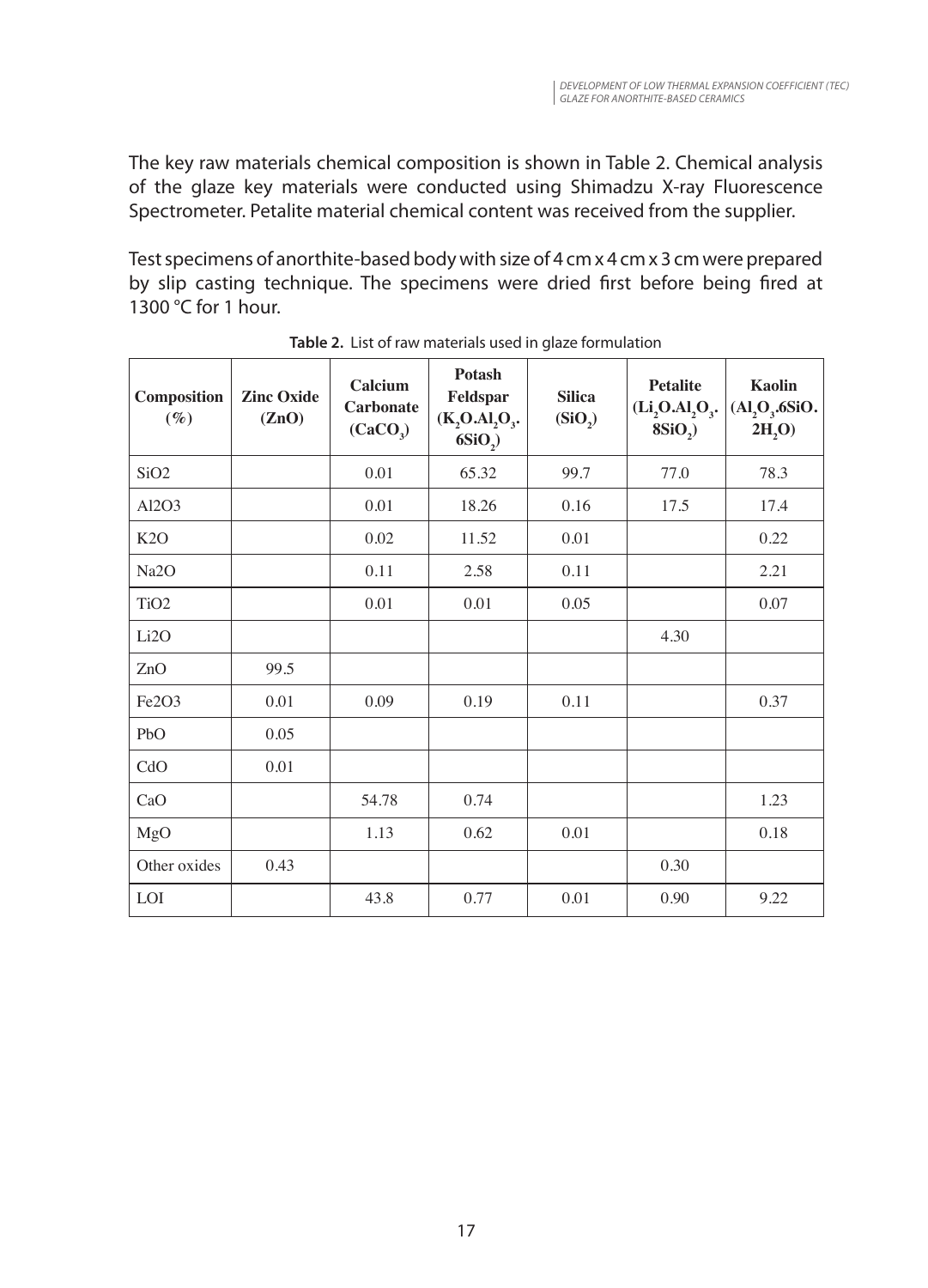The key raw materials chemical composition is shown in Table 2. Chemical analysis of the glaze key materials were conducted using Shimadzu X-ray Fluorescence Spectrometer. Petalite material chemical content was received from the supplier.

Test specimens of anorthite-based body with size of 4 cm x 4 cm x 3 cm were prepared by slip casting technique. The specimens were dried first before being fired at 1300 °C for 1 hour.

**Table 2.** List of raw materials used in glaze formulation

| Composition (%) | Zinc Oxide (ZnO) | Calcium Carbonate ($CaCO_3$) | Potash Feldspar ($K_2O.Al_2O_3.6SiO_2$) | Silica ($SiO_2$) | Petalite ($Li_2O.Al_2O_3.8SiO_2$) | Kaolin ($Al_2O_3.6SiO.2H_2O$) |
|---|---|---|---|---|---|---|
| SiO2 | | 0.01 | 65.32 | 99.7 | 77.0 | 78.3 |
| Al2O3 | | 0.01 | 18.26 | 0.16 | 17.5 | 17.4 |
| K2O | | 0.02 | 11.52 | 0.01 | | 0.22 |
| Na2O | | 0.11 | 2.58 | 0.11 | | 2.21 |
| TiO2 | | 0.01 | 0.01 | 0.05 | | 0.07 |
| Li2O | | | | | 4.30 | |
| ZnO | 99.5 | | | | | |
| Fe2O3 | 0.01 | 0.09 | 0.19 | 0.11 | | 0.37 |
| PbO | 0.05 | | | | | |
| CdO | 0.01 | | | | | |
| CaO | | 54.78 | 0.74 | | | 1.23 |
| MgO | | 1.13 | 0.62 | 0.01 | | 0.18 |
| Other oxides | 0.43 | | | | 0.30 | |
| LOI | | 43.8 | 0.77 | 0.01 | 0.90 | 9.22 |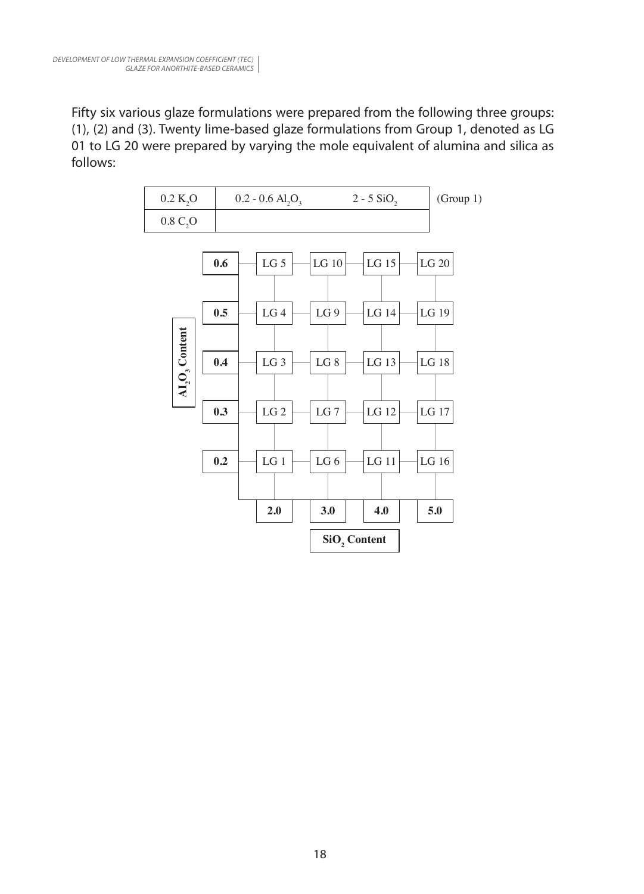Fifty six various glaze formulations were prepared from the following three groups: (1), (2) and (3). Twenty lime-based glaze formulations from Group 1, denoted as LG 01 to LG 20 were prepared by varying the mole equivalent of alumina and silica as follows:

| | | | |
|---|---|---|---|
| 0.2 $K_2O$ | 0.2 - 0.6 $Al_2O_3$ | 2 - 5 $SiO_2$ | (Group 1) |
| 0.8 $C_2O$ | | | |

| $Al_2O_3$ Content | | | | |
|---|---|---|---|---|
| **0.6** | LG 5 | LG 10 | LG 15 | LG 20 |
| **0.5** | LG 4 | LG 9 | LG 14 | LG 19 |
| **0.4** | LG 3 | LG 8 | LG 13 | LG 18 |
| **0.3** | LG 2 | LG 7 | LG 12 | LG 17 |
| **0.2** | LG 1 | LG 6 | LG 11 | LG 16 |
| **$SiO_2$ Content** | **2.0** | **3.0** | **4.0** | **5.0** |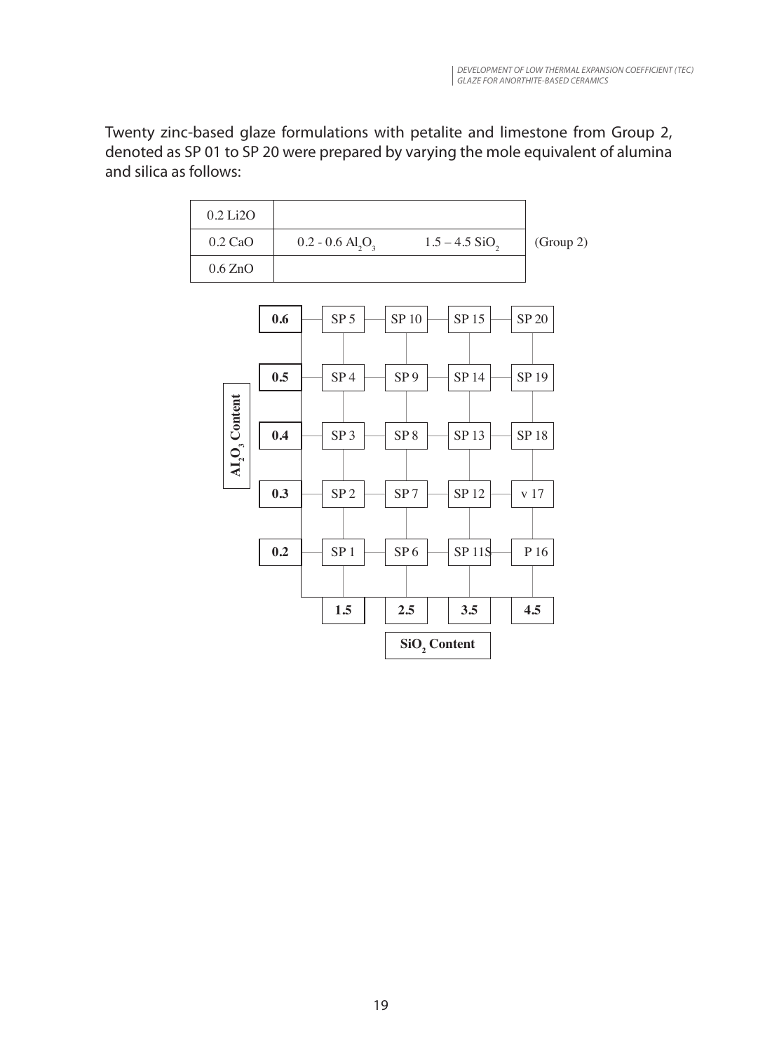Twenty zinc-based glaze formulations with petalite and limestone from Group 2, denoted as SP 01 to SP 20 were prepared by varying the mole equivalent of alumina and silica as follows:

| | | | |
|---|---|---|---|
| 0.2 $Li_2O$ | | | |
| 0.2 CaO | 0.2 - 0.6 $Al_2O_3$ | 1.5 – 4.5 $SiO_2$ | (Group 2) |
| 0.6 ZnO | | | |

| $Al_2O_3$ Content | | | | |
|---|---|---|---|---|
| **0.6** | SP 5 | SP 10 | SP 15 | SP 20 |
| **0.5** | SP 4 | SP 9 | SP 14 | SP 19 |
| **0.4** | SP 3 | SP 8 | SP 13 | SP 18 |
| **0.3** | SP 2 | SP 7 | SP 12 | v 17 |
| **0.2** | SP 1 | SP 6 | SP 11S | P 16 |
| **$SiO_2$ Content** | **1.5** | **2.5** | **3.5** | **4.5** |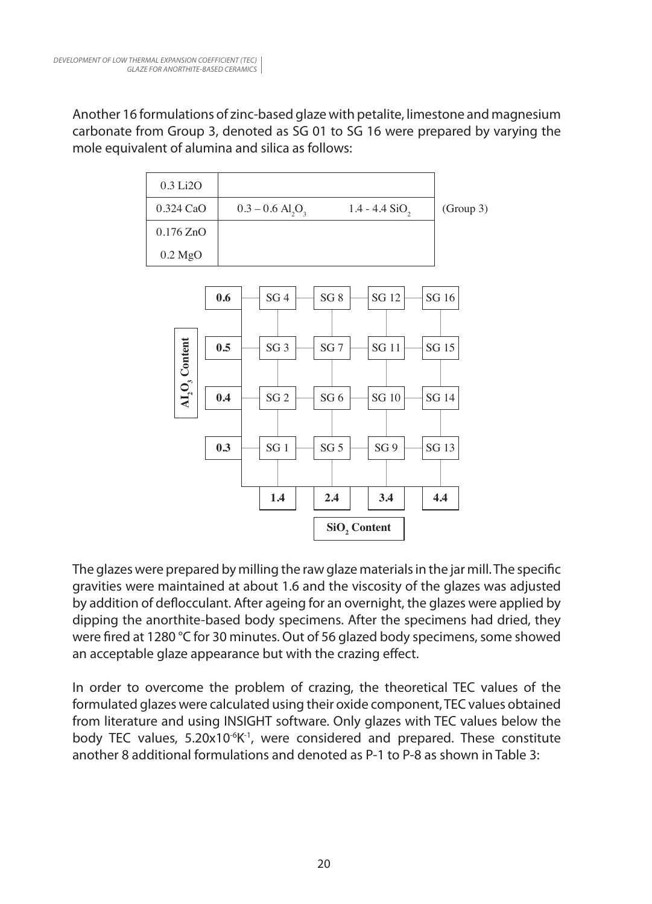Another 16 formulations of zinc-based glaze with petalite, limestone and magnesium carbonate from Group 3, denoted as SG 01 to SG 16 were prepared by varying the mole equivalent of alumina and silica as follows:

| | | | |
|---|---|---|---|
| 0.3 $Li_2O$ | | | |
| 0.324 CaO | 0.3 – 0.6 $Al_2O_3$ | 1.4 - 4.4 $SiO_2$ | (Group 3) |
| 0.176 ZnO | | | |
| 0.2 MgO | | | |

| $Al_2O_3$ Content | $SiO_2$ Content: 1.4 | 2.4 | 3.4 | 4.4 |
|---|---|---|---|---|
| 0.6 | SG 4 | SG 8 | SG 12 | SG 16 |
| 0.5 | SG 3 | SG 7 | SG 11 | SG 15 |
| 0.4 | SG 2 | SG 6 | SG 10 | SG 14 |
| 0.3 | SG 1 | SG 5 | SG 9 | SG 13 |

The glazes were prepared by milling the raw glaze materials in the jar mill. The specific gravities were maintained at about 1.6 and the viscosity of the glazes was adjusted by addition of deflocculant. After ageing for an overnight, the glazes were applied by dipping the anorthite-based body specimens. After the specimens had dried, they were fired at 1280 °C for 30 minutes. Out of 56 glazed body specimens, some showed an acceptable glaze appearance but with the crazing effect.

In order to overcome the problem of crazing, the theoretical TEC values of the formulated glazes were calculated using their oxide component, TEC values obtained from literature and using INSIGHT software. Only glazes with TEC values below the body TEC values, $5.20 \times 10^{-6} K^{-1}$, were considered and prepared. These constitute another 8 additional formulations and denoted as P-1 to P-8 as shown in Table 3: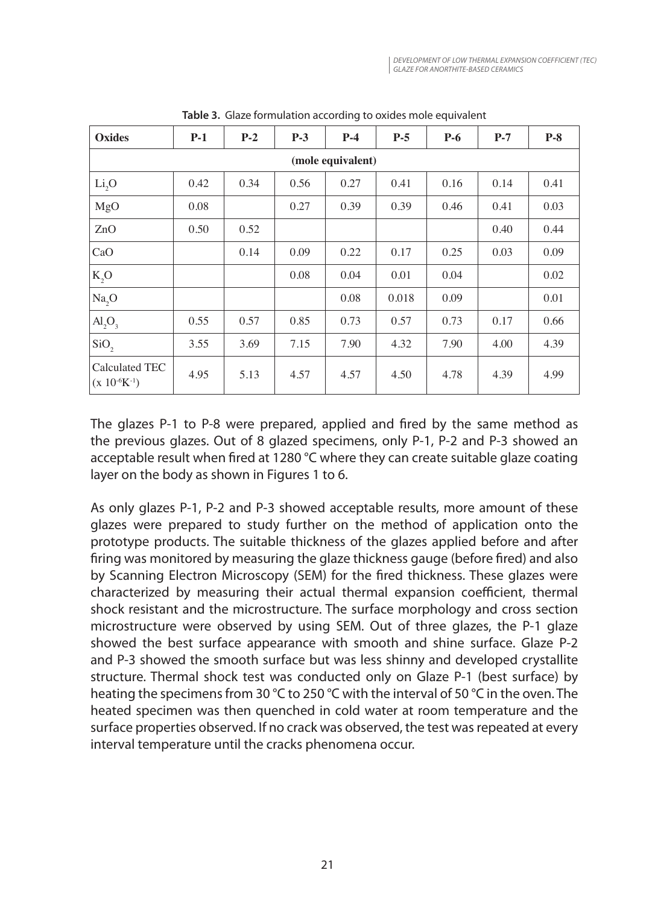**Table 3.** Glaze formulation according to oxides mole equivalent

| Oxides | P-1 | P-2 | P-3 | P-4 | P-5 | P-6 | P-7 | P-8 |
|---|---|---|---|---|---|---|---|---|
| (mole equivalent) | | | | | | | | |
| $Li_2O$ | 0.42 | 0.34 | 0.56 | 0.27 | 0.41 | 0.16 | 0.14 | 0.41 |
| MgO | 0.08 | | 0.27 | 0.39 | 0.39 | 0.46 | 0.41 | 0.03 |
| ZnO | 0.50 | 0.52 | | | | | 0.40 | 0.44 |
| CaO | | 0.14 | 0.09 | 0.22 | 0.17 | 0.25 | 0.03 | 0.09 |
| $K_2O$ | | | 0.08 | 0.04 | 0.01 | 0.04 | | 0.02 |
| $Na_2O$ | | | | 0.08 | 0.018 | 0.09 | | 0.01 |
| $Al_2O_3$ | 0.55 | 0.57 | 0.85 | 0.73 | 0.57 | 0.73 | 0.17 | 0.66 |
| $SiO_2$ | 3.55 | 3.69 | 7.15 | 7.90 | 4.32 | 7.90 | 4.00 | 4.39 |
| Calculated TEC ($\times 10^{-6}K^{-1}$) | 4.95 | 5.13 | 4.57 | 4.57 | 4.50 | 4.78 | 4.39 | 4.99 |

The glazes P-1 to P-8 were prepared, applied and fired by the same method as the previous glazes. Out of 8 glazed specimens, only P-1, P-2 and P-3 showed an acceptable result when fired at 1280 °C where they can create suitable glaze coating layer on the body as shown in Figures 1 to 6.

As only glazes P-1, P-2 and P-3 showed acceptable results, more amount of these glazes were prepared to study further on the method of application onto the prototype products. The suitable thickness of the glazes applied before and after firing was monitored by measuring the glaze thickness gauge (before fired) and also by Scanning Electron Microscopy (SEM) for the fired thickness. These glazes were characterized by measuring their actual thermal expansion coefficient, thermal shock resistant and the microstructure. The surface morphology and cross section microstructure were observed by using SEM. Out of three glazes, the P-1 glaze showed the best surface appearance with smooth and shine surface. Glaze P-2 and P-3 showed the smooth surface but was less shinny and developed crystallite structure. Thermal shock test was conducted only on Glaze P-1 (best surface) by heating the specimens from 30 °C to 250 °C with the interval of 50 °C in the oven. The heated specimen was then quenched in cold water at room temperature and the surface properties observed. If no crack was observed, the test was repeated at every interval temperature until the cracks phenomena occur.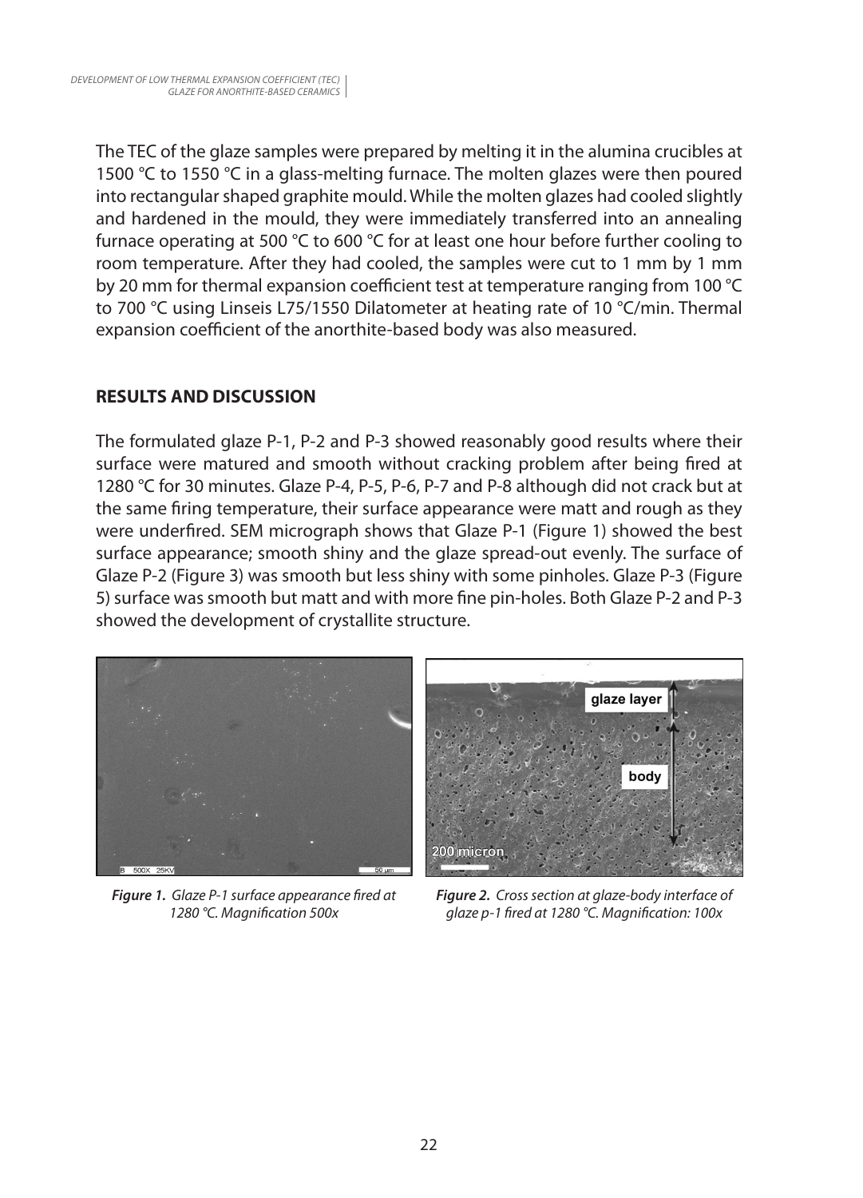The TEC of the glaze samples were prepared by melting it in the alumina crucibles at 1500 °C to 1550 °C in a glass-melting furnace. The molten glazes were then poured into rectangular shaped graphite mould. While the molten glazes had cooled slightly and hardened in the mould, they were immediately transferred into an annealing furnace operating at 500 °C to 600 °C for at least one hour before further cooling to room temperature. After they had cooled, the samples were cut to 1 mm by 1 mm by 20 mm for thermal expansion coefficient test at temperature ranging from 100 °C to 700 °C using Linseis L75/1550 Dilatometer at heating rate of 10 °C/min. Thermal expansion coefficient of the anorthite-based body was also measured.

## RESULTS AND DISCUSSION

The formulated glaze P-1, P-2 and P-3 showed reasonably good results where their surface were matured and smooth without cracking problem after being fired at 1280 °C for 30 minutes. Glaze P-4, P-5, P-6, P-7 and P-8 although did not crack but at the same firing temperature, their surface appearance were matt and rough as they were underfired. SEM micrograph shows that Glaze P-1 (Figure 1) showed the best surface appearance; smooth shiny and the glaze spread-out evenly. The surface of Glaze P-2 (Figure 3) was smooth but less shiny with some pinholes. Glaze P-3 (Figure 5) surface was smooth but matt and with more fine pin-holes. Both Glaze P-2 and P-3 showed the development of crystallite structure.

***Figure 1.*** *Glaze P-1 surface appearance fired at 1280 °C. Magnification 500x*

***Figure 2.*** *Cross section at glaze-body interface of glaze p-1 fired at 1280 °C. Magnification: 100x*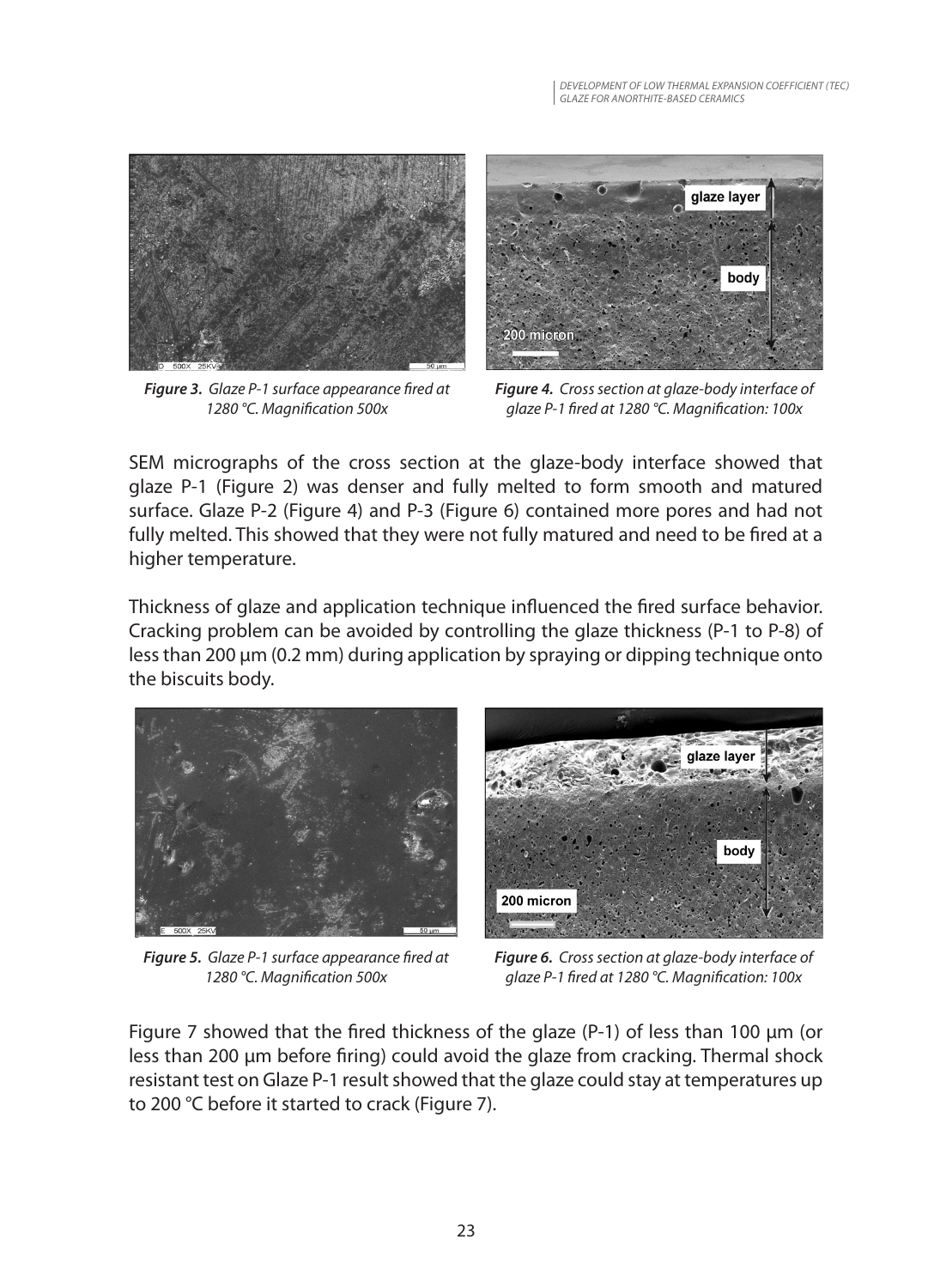*Figure 3. Glaze P-1 surface appearance fired at 1280 °C. Magnification 500x*

*Figure 4. Cross section at glaze-body interface of glaze P-1 fired at 1280 °C. Magnification: 100x*

SEM micrographs of the cross section at the glaze-body interface showed that glaze P-1 (Figure 2) was denser and fully melted to form smooth and matured surface. Glaze P-2 (Figure 4) and P-3 (Figure 6) contained more pores and had not fully melted. This showed that they were not fully matured and need to be fired at a higher temperature.

Thickness of glaze and application technique influenced the fired surface behavior. Cracking problem can be avoided by controlling the glaze thickness (P-1 to P-8) of less than 200 µm (0.2 mm) during application by spraying or dipping technique onto the biscuits body.

*Figure 5. Glaze P-1 surface appearance fired at 1280 °C. Magnification 500x*

*Figure 6. Cross section at glaze-body interface of glaze P-1 fired at 1280 °C. Magnification: 100x*

Figure 7 showed that the fired thickness of the glaze (P-1) of less than 100 µm (or less than 200 µm before firing) could avoid the glaze from cracking. Thermal shock resistant test on Glaze P-1 result showed that the glaze could stay at temperatures up to 200 °C before it started to crack (Figure 7).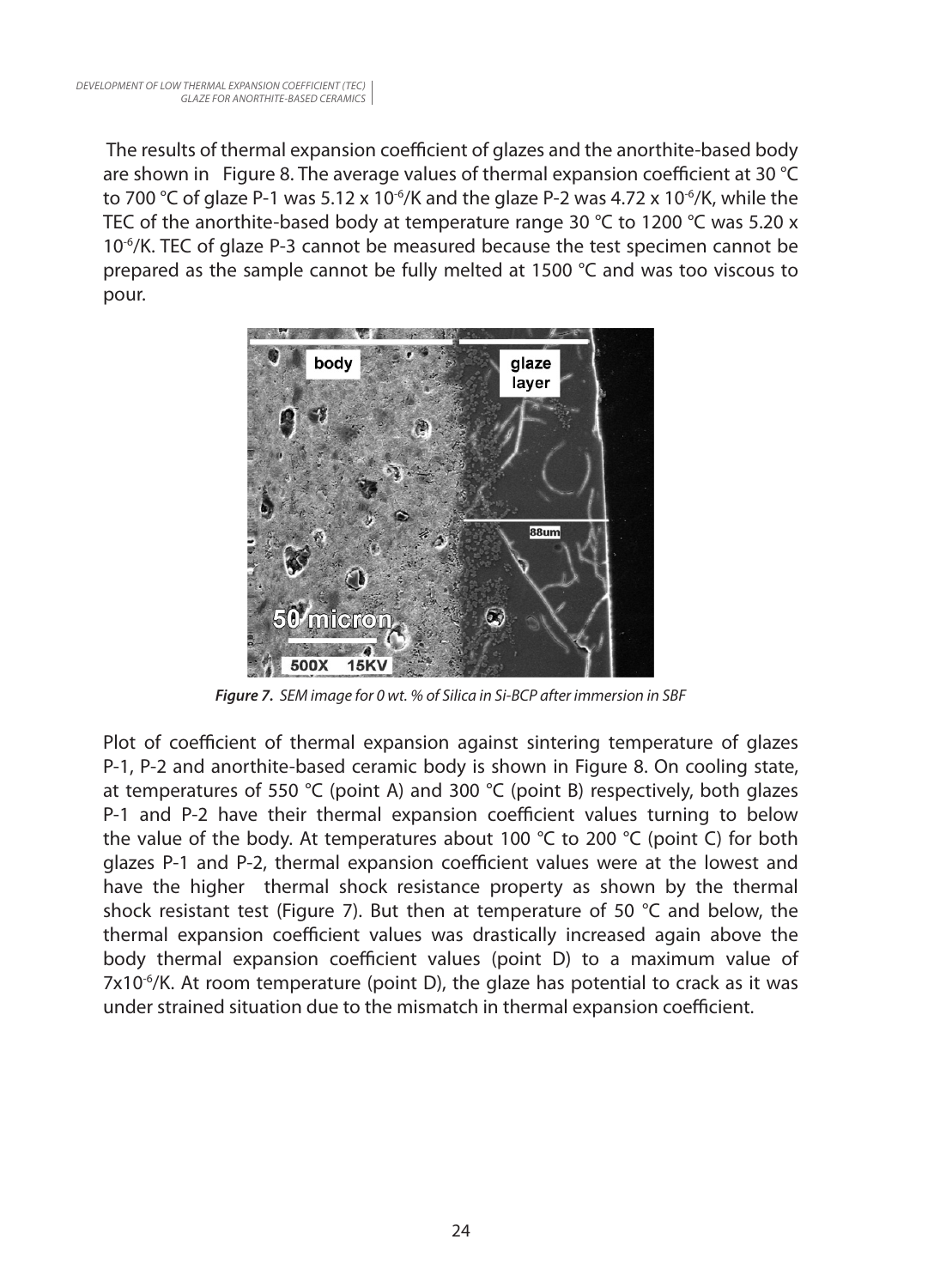The results of thermal expansion coefficient of glazes and the anorthite-based body are shown in Figure 8. The average values of thermal expansion coefficient at 30 °C to 700 °C of glaze P-1 was 5.12 x $10^{-6}$/K and the glaze P-2 was 4.72 x $10^{-6}$/K, while the TEC of the anorthite-based body at temperature range 30 °C to 1200 °C was 5.20 x $10^{-6}$/K. TEC of glaze P-3 cannot be measured because the test specimen cannot be prepared as the sample cannot be fully melted at 1500 °C and was too viscous to pour.

***Figure 7.*** *SEM image for 0 wt. % of Silica in Si-BCP after immersion in SBF*

Plot of coefficient of thermal expansion against sintering temperature of glazes P-1, P-2 and anorthite-based ceramic body is shown in Figure 8. On cooling state, at temperatures of 550 °C (point A) and 300 °C (point B) respectively, both glazes P-1 and P-2 have their thermal expansion coefficient values turning to below the value of the body. At temperatures about 100 °C to 200 °C (point C) for both glazes P-1 and P-2, thermal expansion coefficient values were at the lowest and have the higher thermal shock resistance property as shown by the thermal shock resistant test (Figure 7). But then at temperature of 50 °C and below, the thermal expansion coefficient values was drastically increased again above the body thermal expansion coefficient values (point D) to a maximum value of 7x$10^{-6}$/K. At room temperature (point D), the glaze has potential to crack as it was under strained situation due to the mismatch in thermal expansion coefficient.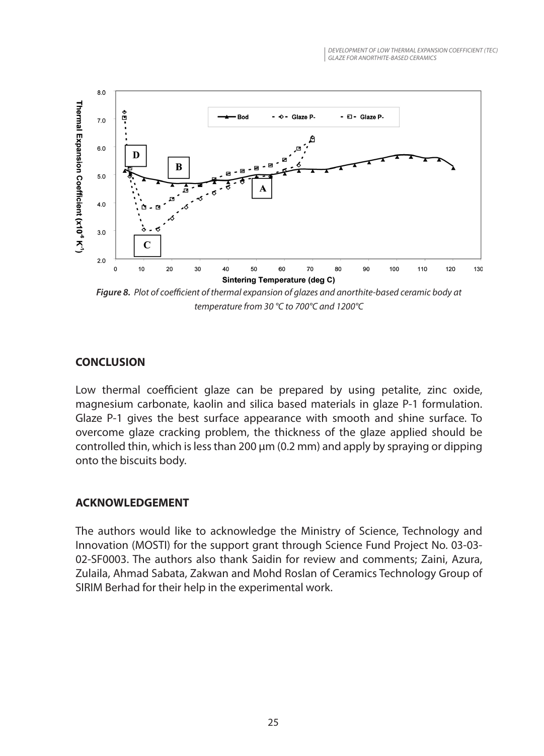*Figure 8. Plot of coefficient of thermal expansion of glazes and anorthite-based ceramic body at temperature from 30 °C to 700°C and 1200°C*

## CONCLUSION

Low thermal coefficient glaze can be prepared by using petalite, zinc oxide, magnesium carbonate, kaolin and silica based materials in glaze P-1 formulation. Glaze P-1 gives the best surface appearance with smooth and shine surface. To overcome glaze cracking problem, the thickness of the glaze applied should be controlled thin, which is less than 200 μm (0.2 mm) and apply by spraying or dipping onto the biscuits body.

## ACKNOWLEDGEMENT

The authors would like to acknowledge the Ministry of Science, Technology and Innovation (MOSTI) for the support grant through Science Fund Project No. 03-03-02-SF0003. The authors also thank Saidin for review and comments; Zaini, Azura, Zulaila, Ahmad Sabata, Zakwan and Mohd Roslan of Ceramics Technology Group of SIRIM Berhad for their help in the experimental work.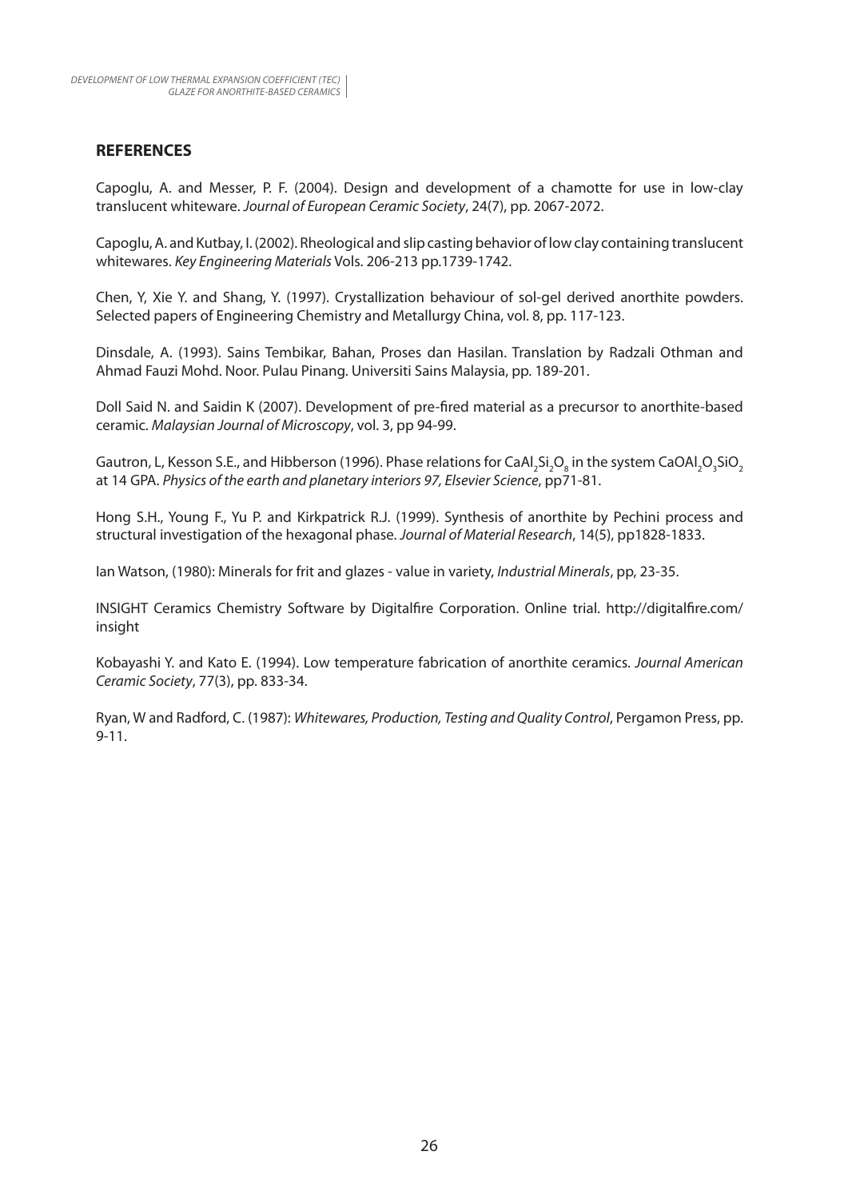## REFERENCES

Capoglu, A. and Messer, P. F. (2004). Design and development of a chamotte for use in low-clay translucent whiteware. *Journal of European Ceramic Society*, 24(7), pp. 2067-2072.

Capoglu, A. and Kutbay, I. (2002). Rheological and slip casting behavior of low clay containing translucent whitewares. *Key Engineering Materials* Vols. 206-213 pp.1739-1742.

Chen, Y, Xie Y. and Shang, Y. (1997). Crystallization behaviour of sol-gel derived anorthite powders. Selected papers of Engineering Chemistry and Metallurgy China, vol. 8, pp. 117-123.

Dinsdale, A. (1993). Sains Tembikar, Bahan, Proses dan Hasilan. Translation by Radzali Othman and Ahmad Fauzi Mohd. Noor. Pulau Pinang. Universiti Sains Malaysia, pp. 189-201.

Doll Said N. and Saidin K (2007). Development of pre-fired material as a precursor to anorthite-based ceramic. *Malaysian Journal of Microscopy*, vol. 3, pp 94-99.

Gautron, L, Kesson S.E., and Hibberson (1996). Phase relations for $CaAl_2Si_2O_8$ in the system $CaOAl_2O_3SiO_2$ at 14 GPA. *Physics of the earth and planetary interiors 97, Elsevier Science*, pp71-81.

Hong S.H., Young F., Yu P. and Kirkpatrick R.J. (1999). Synthesis of anorthite by Pechini process and structural investigation of the hexagonal phase. *Journal of Material Research*, 14(5), pp1828-1833.

Ian Watson, (1980): Minerals for frit and glazes - value in variety, *Industrial Minerals*, pp, 23-35.

INSIGHT Ceramics Chemistry Software by Digitalfire Corporation. Online trial. http://digitalfire.com/insight

Kobayashi Y. and Kato E. (1994). Low temperature fabrication of anorthite ceramics. *Journal American Ceramic Society*, 77(3), pp. 833-34.

Ryan, W and Radford, C. (1987): *Whitewares, Production, Testing and Quality Control*, Pergamon Press, pp. 9-11.